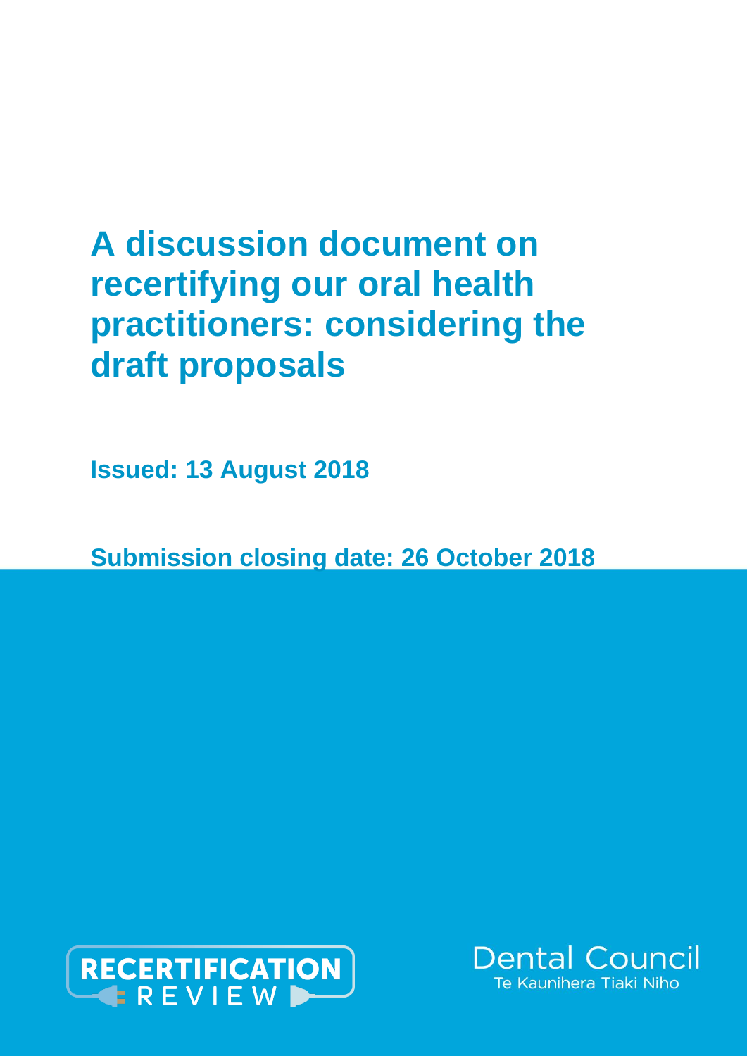# A discussion document on recertifying our oral health practitioners: considering the draft proposals

**Issued: 13 August 2018**

**Submission closing date: 26 October 2018**

RECERTIFICATION REVIEW

Dental Council
Te Kaunihera Tiaki Niho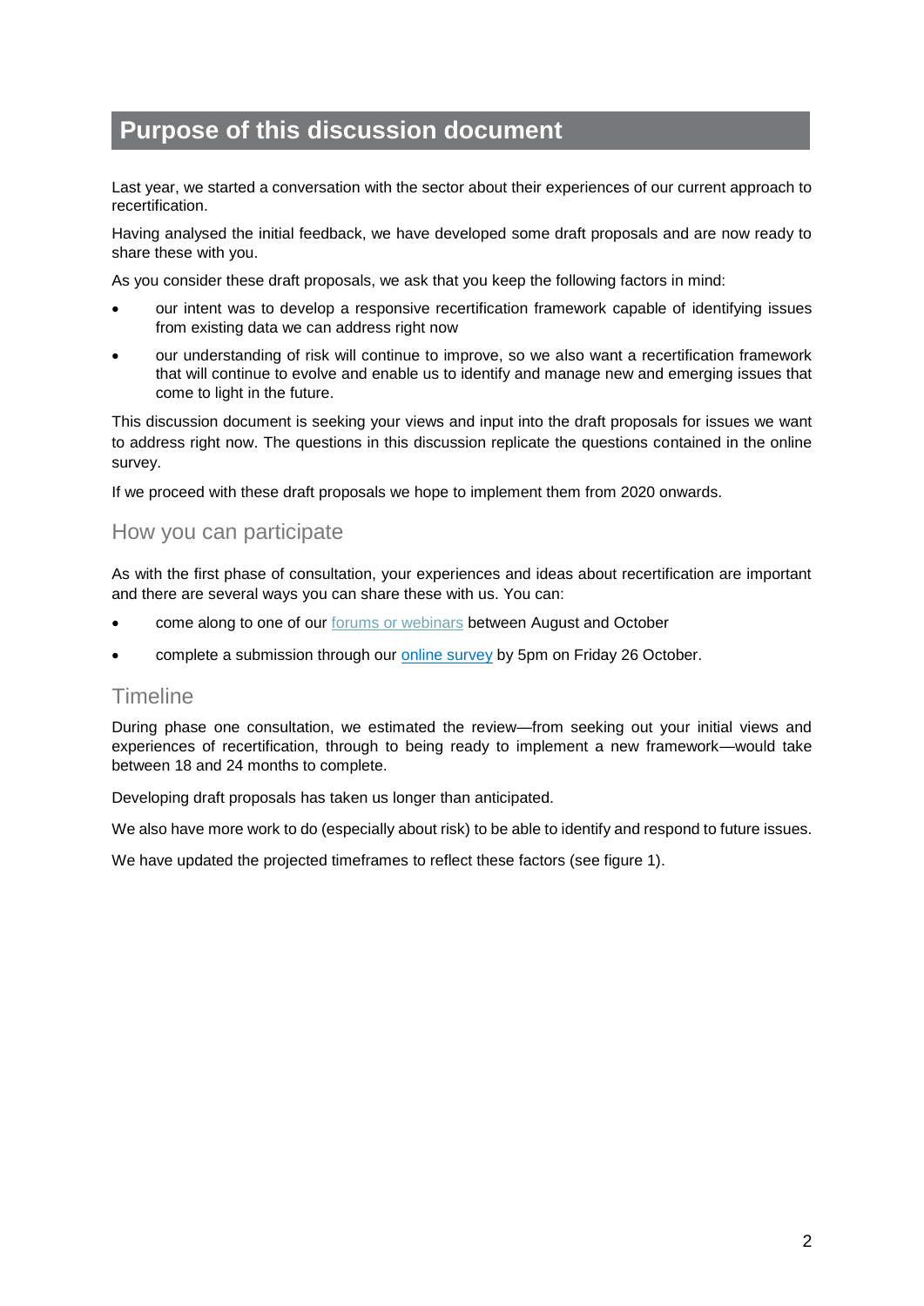## Purpose of this discussion document

Last year, we started a conversation with the sector about their experiences of our current approach to recertification.

Having analysed the initial feedback, we have developed some draft proposals and are now ready to share these with you.

As you consider these draft proposals, we ask that you keep the following factors in mind:

- our intent was to develop a responsive recertification framework capable of identifying issues from existing data we can address right now
- our understanding of risk will continue to improve, so we also want a recertification framework that will continue to evolve and enable us to identify and manage new and emerging issues that come to light in the future.

This discussion document is seeking your views and input into the draft proposals for issues we want to address right now. The questions in this discussion replicate the questions contained in the online survey.

If we proceed with these draft proposals we hope to implement them from 2020 onwards.

### How you can participate

As with the first phase of consultation, your experiences and ideas about recertification are important and there are several ways you can share these with us. You can:

- come along to one of our forums or webinars between August and October
- complete a submission through our online survey by 5pm on Friday 26 October.

### Timeline

During phase one consultation, we estimated the review—from seeking out your initial views and experiences of recertification, through to being ready to implement a new framework—would take between 18 and 24 months to complete.

Developing draft proposals has taken us longer than anticipated.

We also have more work to do (especially about risk) to be able to identify and respond to future issues.

We have updated the projected timeframes to reflect these factors (see figure 1).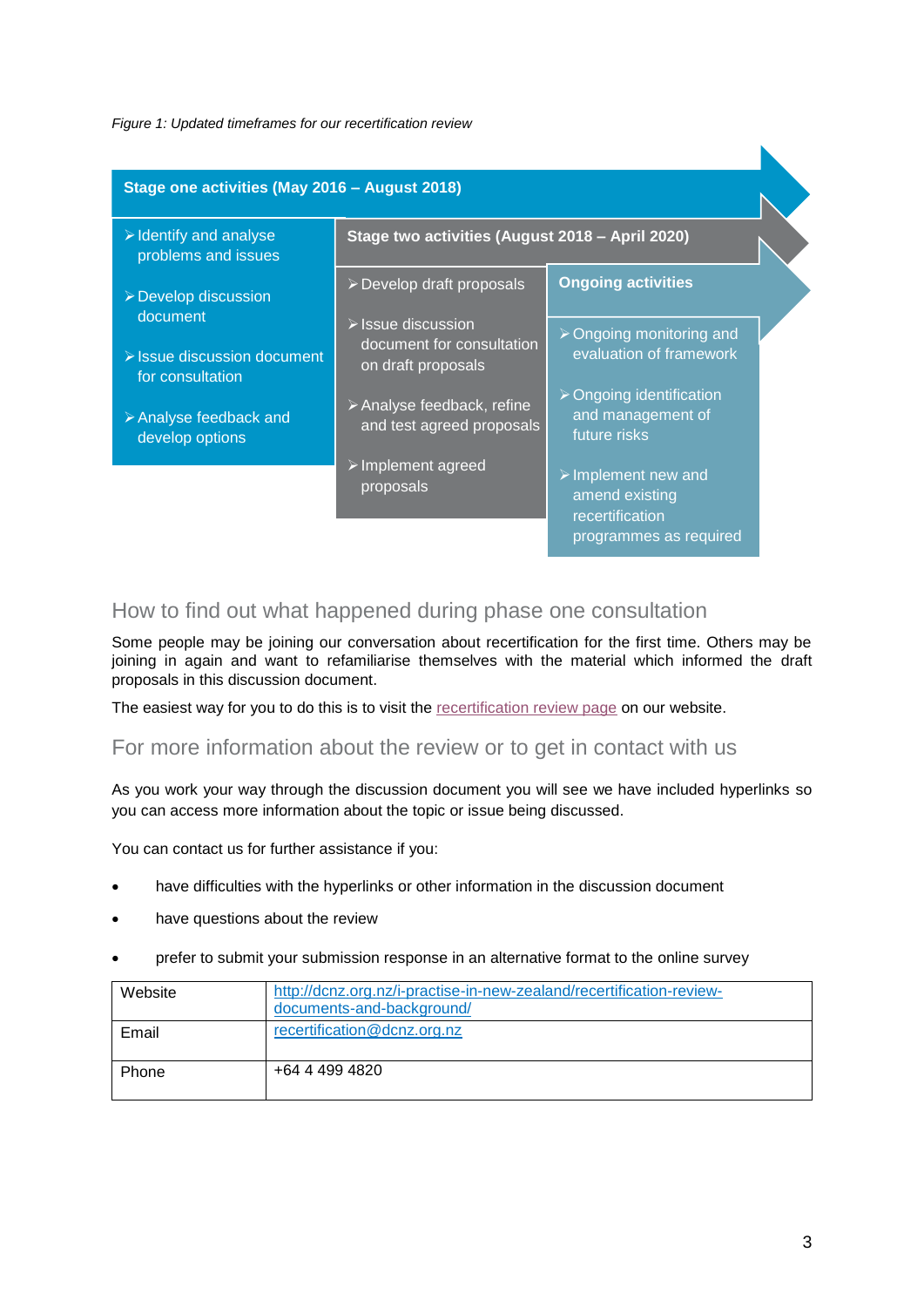*Figure 1: Updated timeframes for our recertification review*

**Stage one activities (May 2016 – August 2018)**

- Identify and analyse problems and issues
- Develop discussion document
- Issue discussion document for consultation
- Analyse feedback and develop options

**Stage two activities (August 2018 – April 2020)**

- Develop draft proposals
- Issue discussion document for consultation on draft proposals
- Analyse feedback, refine and test agreed proposals
- Implement agreed proposals

**Ongoing activities**

- Ongoing monitoring and evaluation of framework
- Ongoing identification and management of future risks
- Implement new and amend existing recertification programmes as required

## How to find out what happened during phase one consultation

Some people may be joining our conversation about recertification for the first time. Others may be joining in again and want to refamiliarise themselves with the material which informed the draft proposals in this discussion document.

The easiest way for you to do this is to visit the recertification review page on our website.

## For more information about the review or to get in contact with us

As you work your way through the discussion document you will see we have included hyperlinks so you can access more information about the topic or issue being discussed.

You can contact us for further assistance if you:

- have difficulties with the hyperlinks or other information in the discussion document
- have questions about the review
- prefer to submit your submission response in an alternative format to the online survey

| | |
|---|---|
| Website | http://dcnz.org.nz/i-practise-in-new-zealand/recertification-review-documents-and-background/ |
| Email | recertification@dcnz.org.nz |
| Phone | +64 4 499 4820 |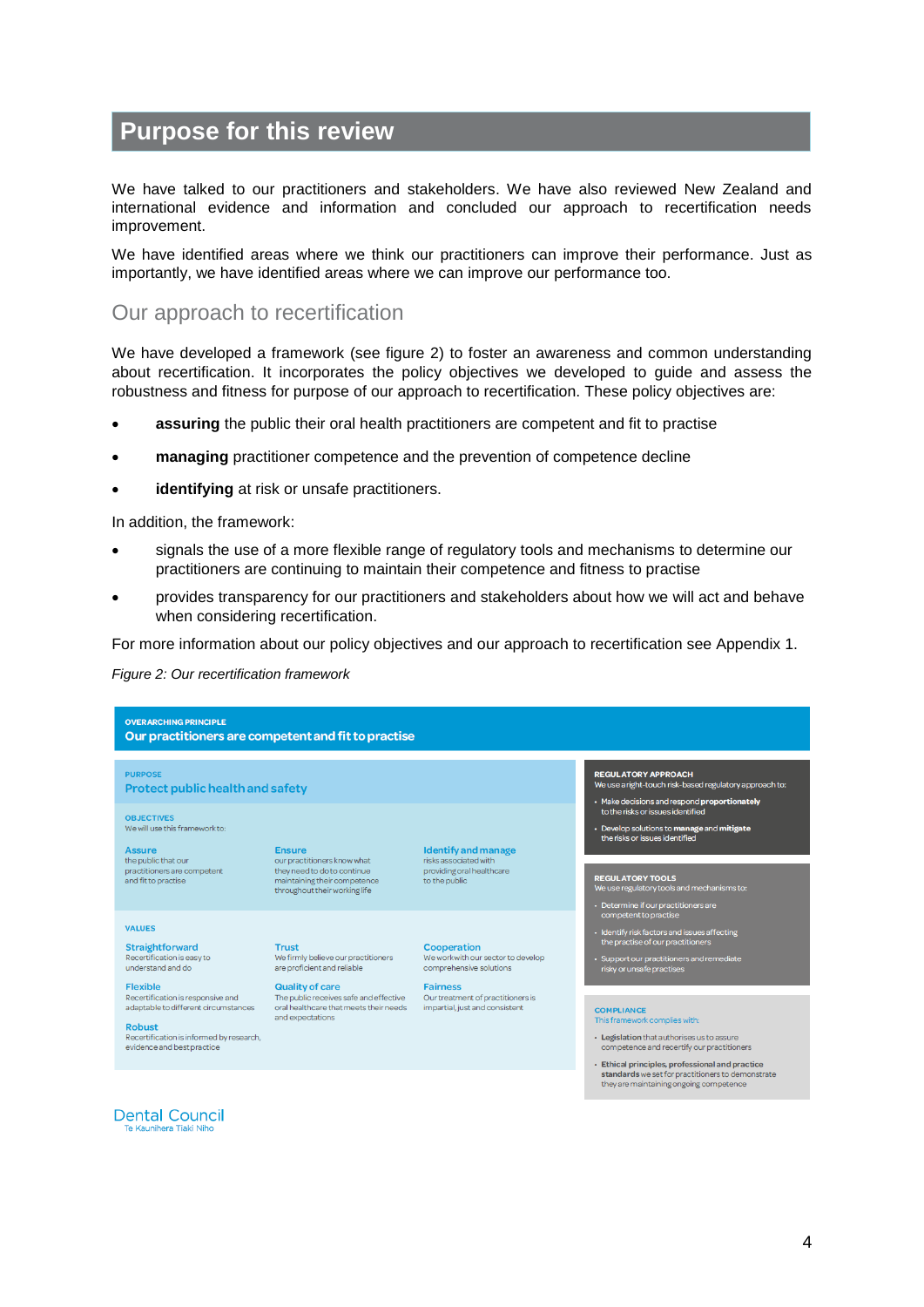## Purpose for this review

We have talked to our practitioners and stakeholders. We have also reviewed New Zealand and international evidence and information and concluded our approach to recertification needs improvement.

We have identified areas where we think our practitioners can improve their performance. Just as importantly, we have identified areas where we can improve our performance too.

### Our approach to recertification

We have developed a framework (see figure 2) to foster an awareness and common understanding about recertification. It incorporates the policy objectives we developed to guide and assess the robustness and fitness for purpose of our approach to recertification. These policy objectives are:

- **assuring** the public their oral health practitioners are competent and fit to practise
- **managing** practitioner competence and the prevention of competence decline
- **identifying** at risk or unsafe practitioners.

In addition, the framework:

- signals the use of a more flexible range of regulatory tools and mechanisms to determine our practitioners are continuing to maintain their competence and fitness to practise
- provides transparency for our practitioners and stakeholders about how we will act and behave when considering recertification.

For more information about our policy objectives and our approach to recertification see Appendix 1.

*Figure 2: Our recertification framework*

**OVERARCHING PRINCIPLE**
**Our practitioners are competent and fit to practise**

**PURPOSE**
**Protect public health and safety**

**OBJECTIVES**
We will use this framework to:

- **Assure** the public that our practitioners are competent and fit to practise
- **Ensure** our practitioners know what they need to do to continue maintaining their competence throughout their working life
- **Identify and manage** risks associated with providing oral healthcare to the public

**VALUES**

- **Straightforward** Recertification is easy to understand and do
- **Trust** We firmly believe our practitioners are proficient and reliable
- **Cooperation** We work with our sector to develop comprehensive solutions
- **Flexible** Recertification is responsive and adaptable to different circumstances
- **Quality of care** The public receives safe and effective oral healthcare that meets their needs and expectations
- **Fairness** Our treatment of practitioners is impartial, just and consistent
- **Robust** Recertification is informed by research, evidence and best practice

**REGULATORY APPROACH**
We use a right-touch risk-based regulatory approach to:

- Make decisions and respond **proportionately** to the risks or issues identified
- Develop solutions to **manage** and **mitigate** the risks or issues identified

**REGULATORY TOOLS**
We use regulatory tools and mechanisms to:

- Determine if our practitioners are competent to practise
- Identify risk factors and issues affecting the practise of our practitioners
- Support our practitioners and remediate risky or unsafe practises

**COMPLIANCE**
This framework complies with:

- **Legislation** that authorises us to assure competence and recertify our practitioners
- **Ethical principles, professional and practice standards** we set for practitioners to demonstrate they are maintaining ongoing competence

Dental Council
Te Kaunihera Tiaki Niho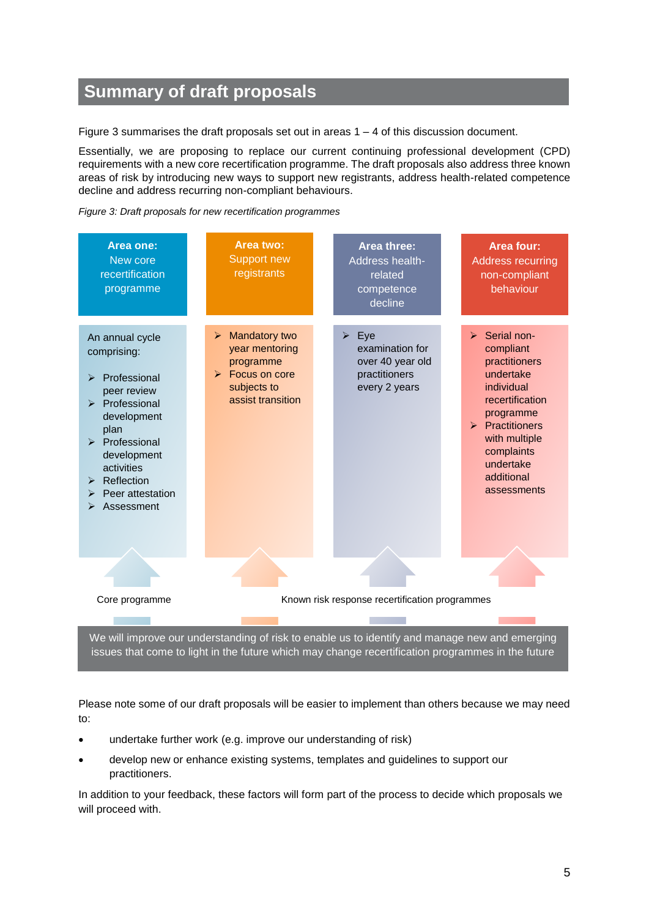## Summary of draft proposals

Figure 3 summarises the draft proposals set out in areas 1 – 4 of this discussion document.

Essentially, we are proposing to replace our current continuing professional development (CPD) requirements with a new core recertification programme. The draft proposals also address three known areas of risk by introducing new ways to support new registrants, address health-related competence decline and address recurring non-compliant behaviours.

*Figure 3: Draft proposals for new recertification programmes*

| **Area one:** New core recertification programme | **Area two:** Support new registrants | **Area three:** Address health-related competence decline | **Area four:** Address recurring non-compliant behaviour |
|---|---|---|---|
| An annual cycle comprising:<br>➢ Professional peer review<br>➢ Professional development plan<br>➢ Professional development activities<br>➢ Reflection<br>➢ Peer attestation<br>➢ Assessment | ➢ Mandatory two year mentoring programme<br>➢ Focus on core subjects to assist transition | ➢ Eye examination for over 40 year old practitioners every 2 years | ➢ Serial non-compliant practitioners undertake individual recertification programme<br>➢ Practitioners with multiple complaints undertake additional assessments |
| Core programme | Known risk response recertification programmes | | |

We will improve our understanding of risk to enable us to identify and manage new and emerging issues that come to light in the future which may change recertification programmes in the future

Please note some of our draft proposals will be easier to implement than others because we may need to:

- undertake further work (e.g. improve our understanding of risk)
- develop new or enhance existing systems, templates and guidelines to support our practitioners.

In addition to your feedback, these factors will form part of the process to decide which proposals we will proceed with.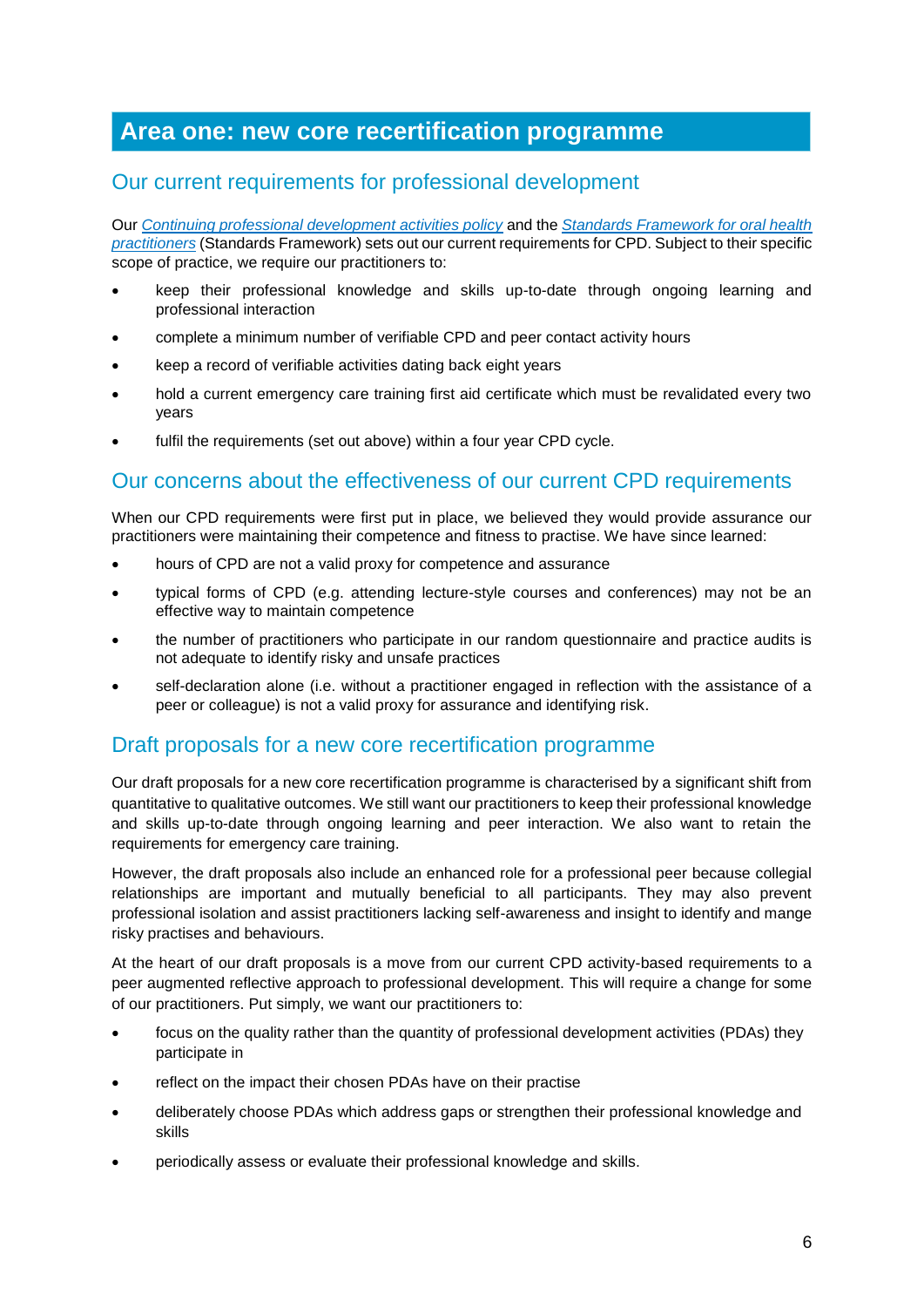# Area one: new core recertification programme

## Our current requirements for professional development

Our *Continuing professional development activities policy* and the *Standards Framework for oral health practitioners* (Standards Framework) sets out our current requirements for CPD. Subject to their specific scope of practice, we require our practitioners to:

- keep their professional knowledge and skills up-to-date through ongoing learning and professional interaction
- complete a minimum number of verifiable CPD and peer contact activity hours
- keep a record of verifiable activities dating back eight years
- hold a current emergency care training first aid certificate which must be revalidated every two years
- fulfil the requirements (set out above) within a four year CPD cycle.

## Our concerns about the effectiveness of our current CPD requirements

When our CPD requirements were first put in place, we believed they would provide assurance our practitioners were maintaining their competence and fitness to practise. We have since learned:

- hours of CPD are not a valid proxy for competence and assurance
- typical forms of CPD (e.g. attending lecture-style courses and conferences) may not be an effective way to maintain competence
- the number of practitioners who participate in our random questionnaire and practice audits is not adequate to identify risky and unsafe practices
- self-declaration alone (i.e. without a practitioner engaged in reflection with the assistance of a peer or colleague) is not a valid proxy for assurance and identifying risk.

## Draft proposals for a new core recertification programme

Our draft proposals for a new core recertification programme is characterised by a significant shift from quantitative to qualitative outcomes. We still want our practitioners to keep their professional knowledge and skills up-to-date through ongoing learning and peer interaction. We also want to retain the requirements for emergency care training.

However, the draft proposals also include an enhanced role for a professional peer because collegial relationships are important and mutually beneficial to all participants. They may also prevent professional isolation and assist practitioners lacking self-awareness and insight to identify and mange risky practises and behaviours.

At the heart of our draft proposals is a move from our current CPD activity-based requirements to a peer augmented reflective approach to professional development. This will require a change for some of our practitioners. Put simply, we want our practitioners to:

- focus on the quality rather than the quantity of professional development activities (PDAs) they participate in
- reflect on the impact their chosen PDAs have on their practise
- deliberately choose PDAs which address gaps or strengthen their professional knowledge and skills
- periodically assess or evaluate their professional knowledge and skills.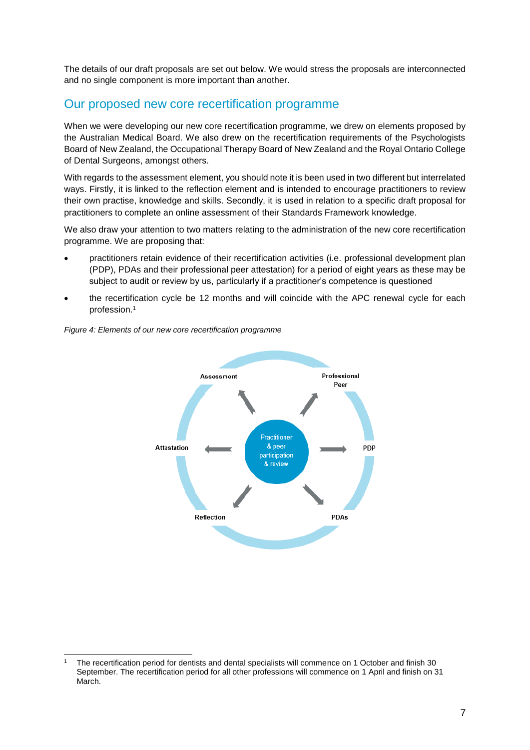The details of our draft proposals are set out below. We would stress the proposals are interconnected and no single component is more important than another.

## Our proposed new core recertification programme

When we were developing our new core recertification programme, we drew on elements proposed by the Australian Medical Board. We also drew on the recertification requirements of the Psychologists Board of New Zealand, the Occupational Therapy Board of New Zealand and the Royal Ontario College of Dental Surgeons, amongst others.

With regards to the assessment element, you should note it is been used in two different but interrelated ways. Firstly, it is linked to the reflection element and is intended to encourage practitioners to review their own practise, knowledge and skills. Secondly, it is used in relation to a specific draft proposal for practitioners to complete an online assessment of their Standards Framework knowledge.

We also draw your attention to two matters relating to the administration of the new core recertification programme. We are proposing that:

- practitioners retain evidence of their recertification activities (i.e. professional development plan (PDP), PDAs and their professional peer attestation) for a period of eight years as these may be subject to audit or review by us, particularly if a practitioner's competence is questioned
- the recertification cycle be 12 months and will coincide with the APC renewal cycle for each profession.[1]

*Figure 4: Elements of our new core recertification programme*

Practitioner & peer participation & review

Assessment

Professional Peer

PDP

PDAs

Reflection

Attestation

[1] The recertification period for dentists and dental specialists will commence on 1 October and finish 30 September. The recertification period for all other professions will commence on 1 April and finish on 31 March.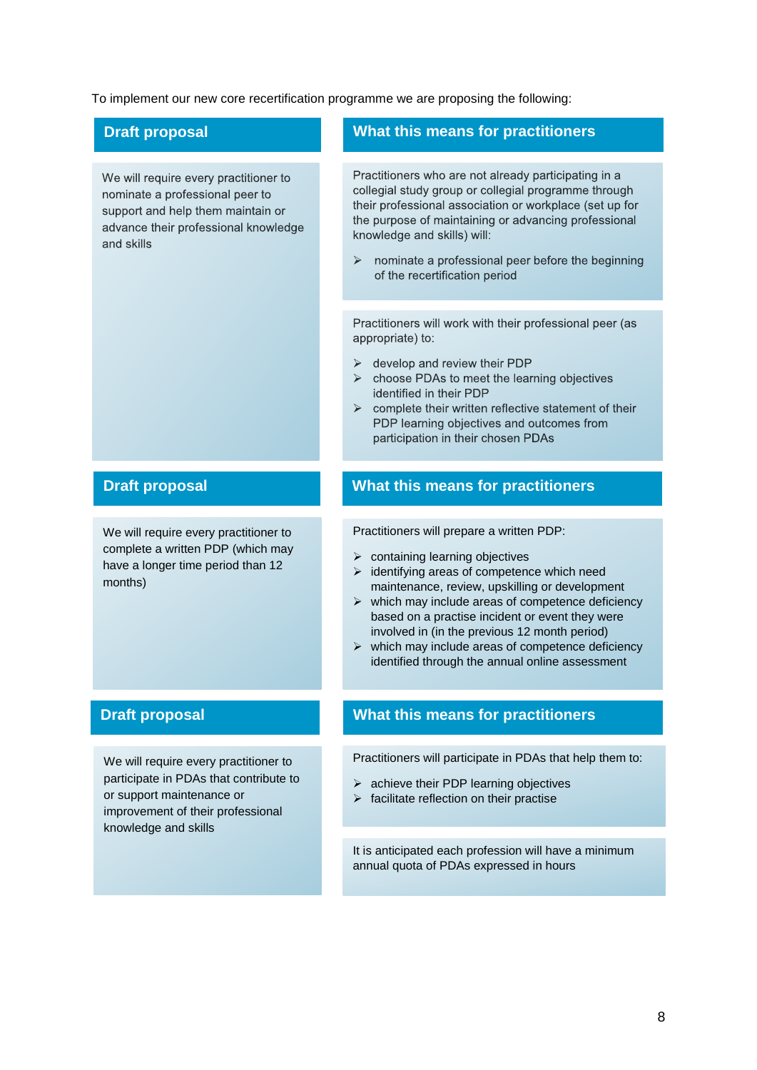To implement our new core recertification programme we are proposing the following:

| Draft proposal | What this means for practitioners |
| --- | --- |
| We will require every practitioner to nominate a professional peer to support and help them maintain or advance their professional knowledge and skills | Practitioners who are not already participating in a collegial study group or collegial programme through their professional association or workplace (set up for the purpose of maintaining or advancing professional knowledge and skills) will:<br>➢ nominate a professional peer before the beginning of the recertification period<br><br>Practitioners will work with their professional peer (as appropriate) to:<br>➢ develop and review their PDP<br>➢ choose PDAs to meet the learning objectives identified in their PDP<br>➢ complete their written reflective statement of their PDP learning objectives and outcomes from participation in their chosen PDAs |
| We will require every practitioner to complete a written PDP (which may have a longer time period than 12 months) | Practitioners will prepare a written PDP:<br>➢ containing learning objectives<br>➢ identifying areas of competence which need maintenance, review, upskilling or development<br>➢ which may include areas of competence deficiency based on a practise incident or event they were involved in (in the previous 12 month period)<br>➢ which may include areas of competence deficiency identified through the annual online assessment |
| We will require every practitioner to participate in PDAs that contribute to or support maintenance or improvement of their professional knowledge and skills | Practitioners will participate in PDAs that help them to:<br>➢ achieve their PDP learning objectives<br>➢ facilitate reflection on their practise<br><br>It is anticipated each profession will have a minimum annual quota of PDAs expressed in hours |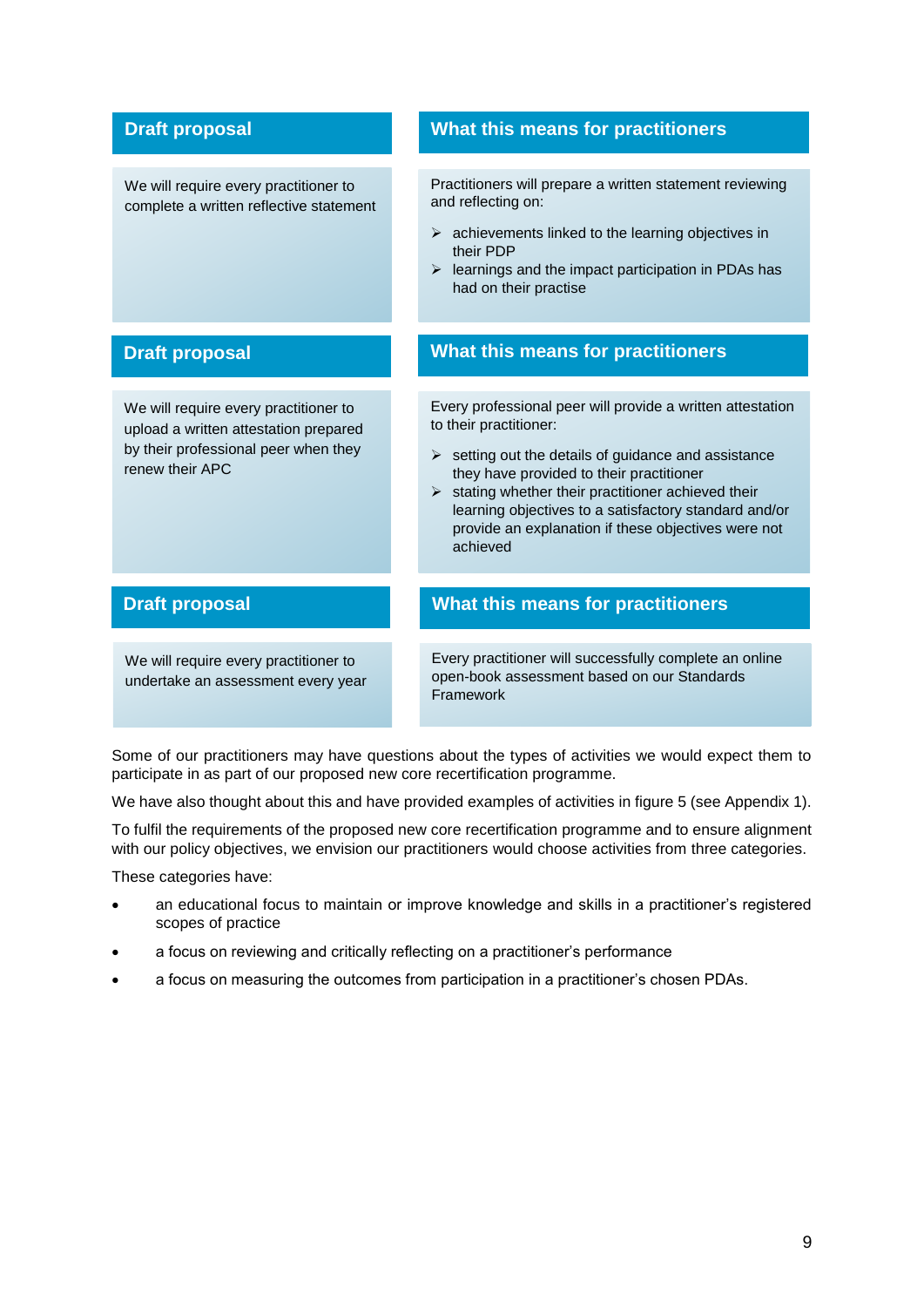| Draft proposal | What this means for practitioners |
| --- | --- |
| We will require every practitioner to complete a written reflective statement | Practitioners will prepare a written statement reviewing and reflecting on:<br>➢ achievements linked to the learning objectives in their PDP<br>➢ learnings and the impact participation in PDAs has had on their practise |

| Draft proposal | What this means for practitioners |
| --- | --- |
| We will require every practitioner to upload a written attestation prepared by their professional peer when they renew their APC | Every professional peer will provide a written attestation to their practitioner:<br>➢ setting out the details of guidance and assistance they have provided to their practitioner<br>➢ stating whether their practitioner achieved their learning objectives to a satisfactory standard and/or provide an explanation if these objectives were not achieved |

| Draft proposal | What this means for practitioners |
| --- | --- |
| We will require every practitioner to undertake an assessment every year | Every practitioner will successfully complete an online open-book assessment based on our Standards Framework |

Some of our practitioners may have questions about the types of activities we would expect them to participate in as part of our proposed new core recertification programme.

We have also thought about this and have provided examples of activities in figure 5 (see Appendix 1).

To fulfil the requirements of the proposed new core recertification programme and to ensure alignment with our policy objectives, we envision our practitioners would choose activities from three categories.

These categories have:

- an educational focus to maintain or improve knowledge and skills in a practitioner's registered scopes of practice
- a focus on reviewing and critically reflecting on a practitioner's performance
- a focus on measuring the outcomes from participation in a practitioner's chosen PDAs.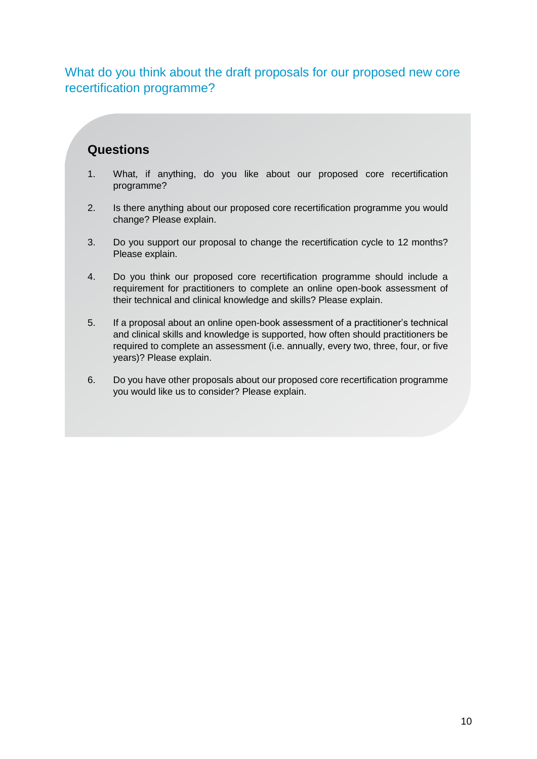## What do you think about the draft proposals for our proposed new core recertification programme?

### Questions

1. What, if anything, do you like about our proposed core recertification programme?

2. Is there anything about our proposed core recertification programme you would change? Please explain.

3. Do you support our proposal to change the recertification cycle to 12 months? Please explain.

4. Do you think our proposed core recertification programme should include a requirement for practitioners to complete an online open-book assessment of their technical and clinical knowledge and skills? Please explain.

5. If a proposal about an online open-book assessment of a practitioner's technical and clinical skills and knowledge is supported, how often should practitioners be required to complete an assessment (i.e. annually, every two, three, four, or five years)? Please explain.

6. Do you have other proposals about our proposed core recertification programme you would like us to consider? Please explain.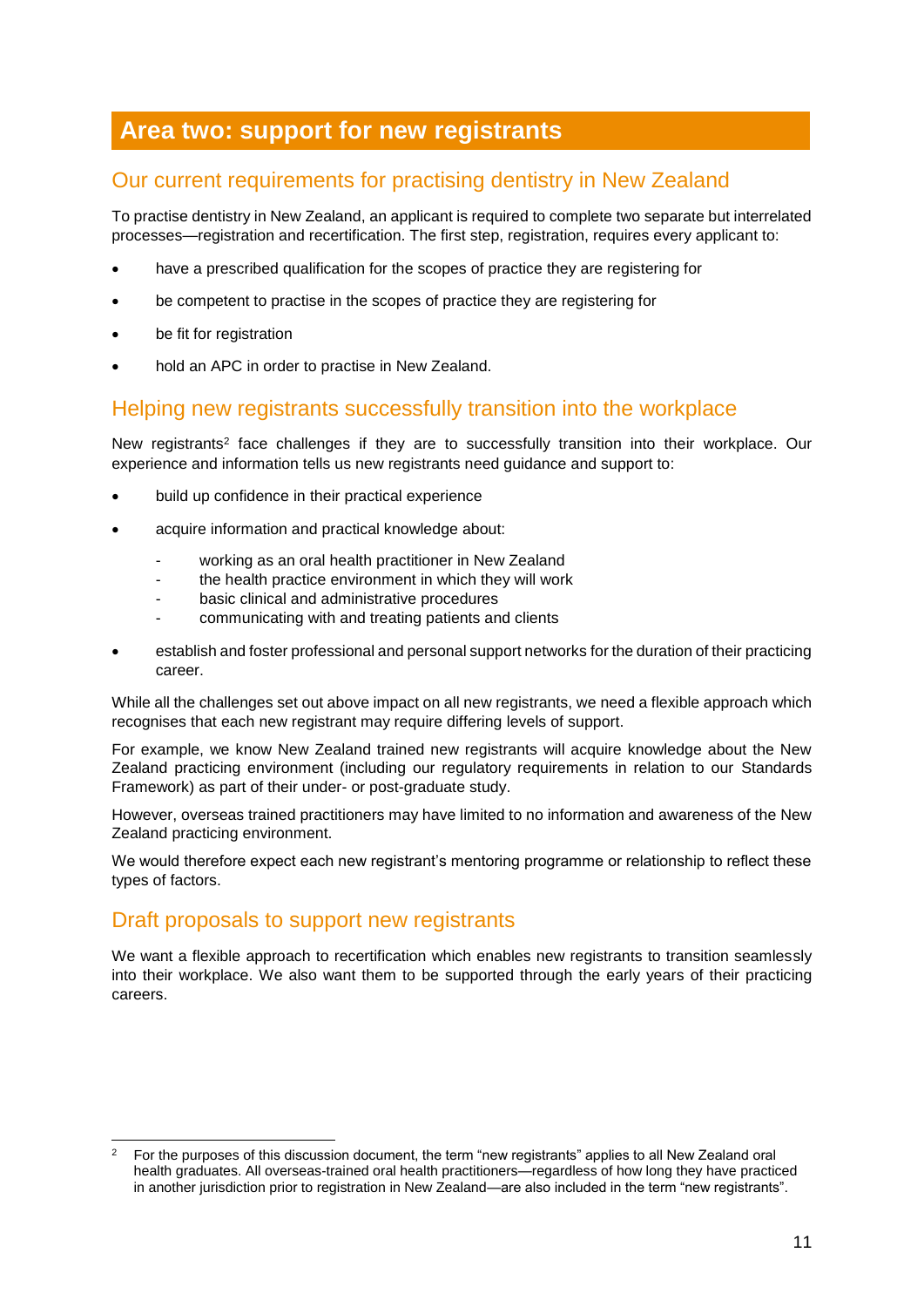# Area two: support for new registrants

## Our current requirements for practising dentistry in New Zealand

To practise dentistry in New Zealand, an applicant is required to complete two separate but interrelated processes—registration and recertification. The first step, registration, requires every applicant to:

- have a prescribed qualification for the scopes of practice they are registering for
- be competent to practise in the scopes of practice they are registering for
- be fit for registration
- hold an APC in order to practise in New Zealand.

## Helping new registrants successfully transition into the workplace

New registrants[2] face challenges if they are to successfully transition into their workplace. Our experience and information tells us new registrants need guidance and support to:

- build up confidence in their practical experience
- acquire information and practical knowledge about:
  - working as an oral health practitioner in New Zealand
  - the health practice environment in which they will work
  - basic clinical and administrative procedures
  - communicating with and treating patients and clients
- establish and foster professional and personal support networks for the duration of their practicing career.

While all the challenges set out above impact on all new registrants, we need a flexible approach which recognises that each new registrant may require differing levels of support.

For example, we know New Zealand trained new registrants will acquire knowledge about the New Zealand practicing environment (including our regulatory requirements in relation to our Standards Framework) as part of their under- or post-graduate study.

However, overseas trained practitioners may have limited to no information and awareness of the New Zealand practicing environment.

We would therefore expect each new registrant's mentoring programme or relationship to reflect these types of factors.

## Draft proposals to support new registrants

We want a flexible approach to recertification which enables new registrants to transition seamlessly into their workplace. We also want them to be supported through the early years of their practicing careers.

---

[2] For the purposes of this discussion document, the term "new registrants" applies to all New Zealand oral health graduates. All overseas-trained oral health practitioners—regardless of how long they have practiced in another jurisdiction prior to registration in New Zealand—are also included in the term "new registrants".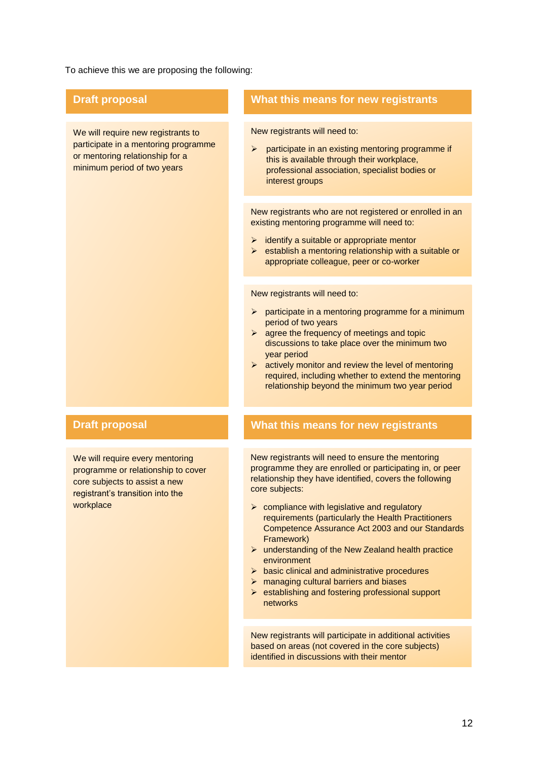To achieve this we are proposing the following:

| Draft proposal | What this means for new registrants |
| --- | --- |
| We will require new registrants to participate in a mentoring programme or mentoring relationship for a minimum period of two years | New registrants will need to:<br>➢ participate in an existing mentoring programme if this is available through their workplace, professional association, specialist bodies or interest groups<br><br>New registrants who are not registered or enrolled in an existing mentoring programme will need to:<br>➢ identify a suitable or appropriate mentor<br>➢ establish a mentoring relationship with a suitable or appropriate colleague, peer or co-worker<br><br>New registrants will need to:<br>➢ participate in a mentoring programme for a minimum period of two years<br>➢ agree the frequency of meetings and topic discussions to take place over the minimum two year period<br>➢ actively monitor and review the level of mentoring required, including whether to extend the mentoring relationship beyond the minimum two year period |

| Draft proposal | What this means for new registrants |
| --- | --- |
| We will require every mentoring programme or relationship to cover core subjects to assist a new registrant's transition into the workplace | New registrants will need to ensure the mentoring programme they are enrolled or participating in, or peer relationship they have identified, covers the following core subjects:<br>➢ compliance with legislative and regulatory requirements (particularly the Health Practitioners Competence Assurance Act 2003 and our Standards Framework)<br>➢ understanding of the New Zealand health practice environment<br>➢ basic clinical and administrative procedures<br>➢ managing cultural barriers and biases<br>➢ establishing and fostering professional support networks<br><br>New registrants will participate in additional activities based on areas (not covered in the core subjects) identified in discussions with their mentor |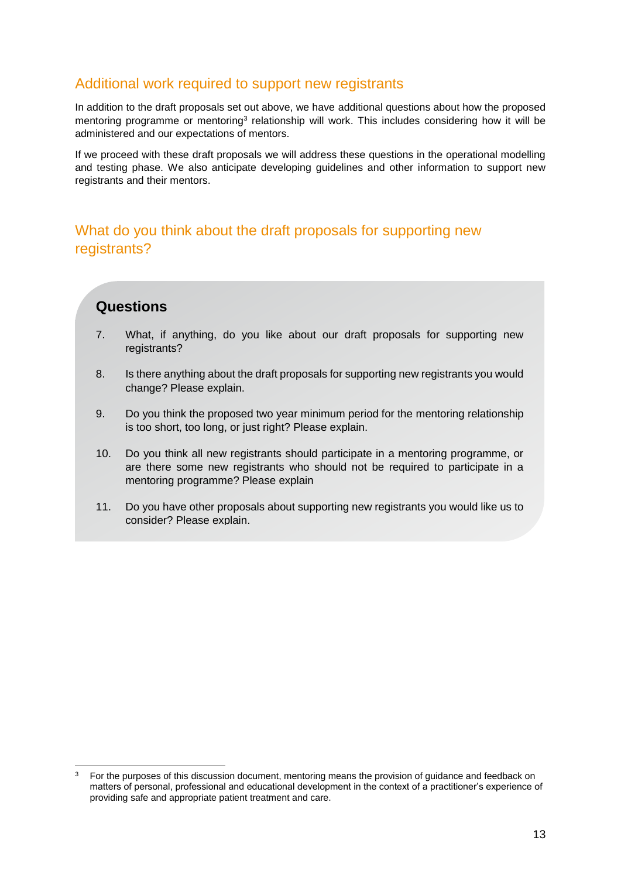## Additional work required to support new registrants

In addition to the draft proposals set out above, we have additional questions about how the proposed mentoring programme or mentoring[3] relationship will work. This includes considering how it will be administered and our expectations of mentors.

If we proceed with these draft proposals we will address these questions in the operational modelling and testing phase. We also anticipate developing guidelines and other information to support new registrants and their mentors.

## What do you think about the draft proposals for supporting new registrants?

### Questions

7. What, if anything, do you like about our draft proposals for supporting new registrants?

8. Is there anything about the draft proposals for supporting new registrants you would change? Please explain.

9. Do you think the proposed two year minimum period for the mentoring relationship is too short, too long, or just right? Please explain.

10. Do you think all new registrants should participate in a mentoring programme, or are there some new registrants who should not be required to participate in a mentoring programme? Please explain

11. Do you have other proposals about supporting new registrants you would like us to consider? Please explain.

---

[3] For the purposes of this discussion document, mentoring means the provision of guidance and feedback on matters of personal, professional and educational development in the context of a practitioner's experience of providing safe and appropriate patient treatment and care.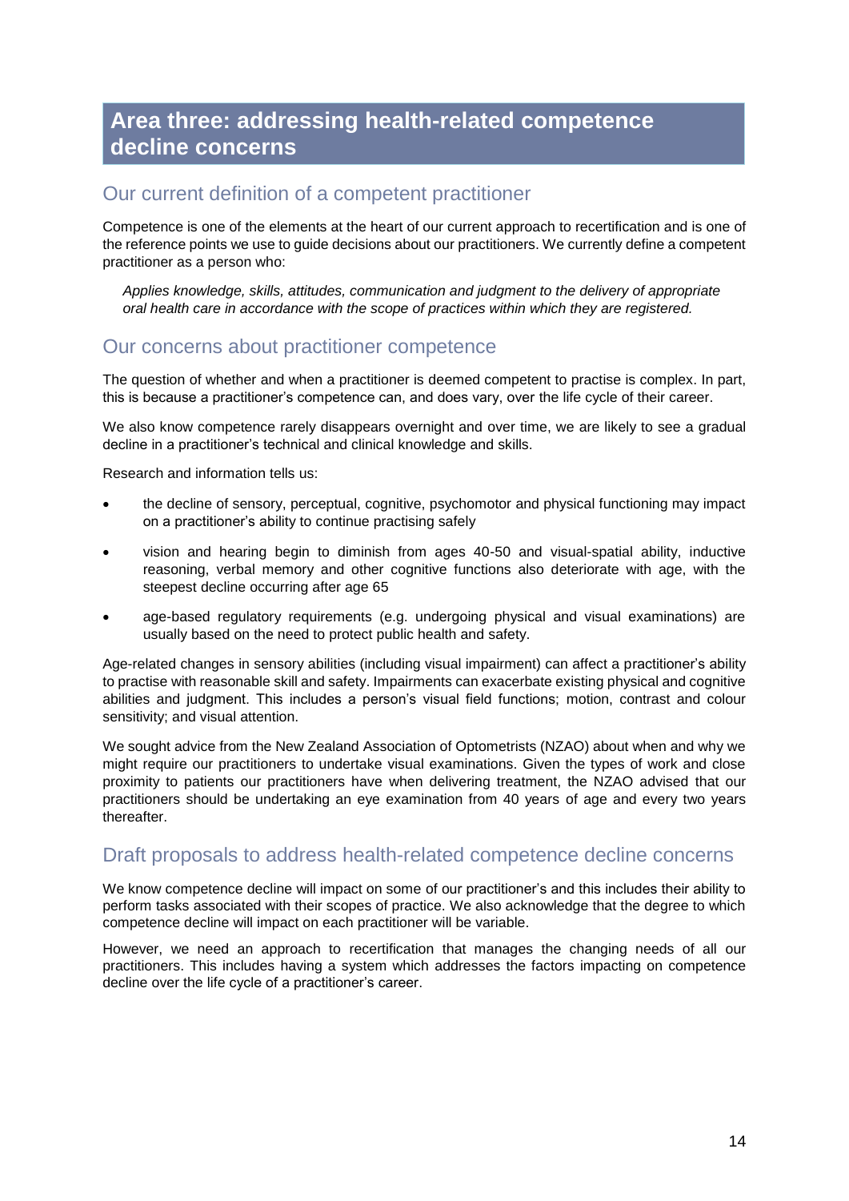# Area three: addressing health-related competence decline concerns

## Our current definition of a competent practitioner

Competence is one of the elements at the heart of our current approach to recertification and is one of the reference points we use to guide decisions about our practitioners. We currently define a competent practitioner as a person who:

> *Applies knowledge, skills, attitudes, communication and judgment to the delivery of appropriate oral health care in accordance with the scope of practices within which they are registered.*

## Our concerns about practitioner competence

The question of whether and when a practitioner is deemed competent to practise is complex. In part, this is because a practitioner's competence can, and does vary, over the life cycle of their career.

We also know competence rarely disappears overnight and over time, we are likely to see a gradual decline in a practitioner's technical and clinical knowledge and skills.

Research and information tells us:

- the decline of sensory, perceptual, cognitive, psychomotor and physical functioning may impact on a practitioner's ability to continue practising safely
- vision and hearing begin to diminish from ages 40-50 and visual-spatial ability, inductive reasoning, verbal memory and other cognitive functions also deteriorate with age, with the steepest decline occurring after age 65
- age-based regulatory requirements (e.g. undergoing physical and visual examinations) are usually based on the need to protect public health and safety.

Age-related changes in sensory abilities (including visual impairment) can affect a practitioner's ability to practise with reasonable skill and safety. Impairments can exacerbate existing physical and cognitive abilities and judgment. This includes a person's visual field functions; motion, contrast and colour sensitivity; and visual attention.

We sought advice from the New Zealand Association of Optometrists (NZAO) about when and why we might require our practitioners to undertake visual examinations. Given the types of work and close proximity to patients our practitioners have when delivering treatment, the NZAO advised that our practitioners should be undertaking an eye examination from 40 years of age and every two years thereafter.

## Draft proposals to address health-related competence decline concerns

We know competence decline will impact on some of our practitioner's and this includes their ability to perform tasks associated with their scopes of practice. We also acknowledge that the degree to which competence decline will impact on each practitioner will be variable.

However, we need an approach to recertification that manages the changing needs of all our practitioners. This includes having a system which addresses the factors impacting on competence decline over the life cycle of a practitioner's career.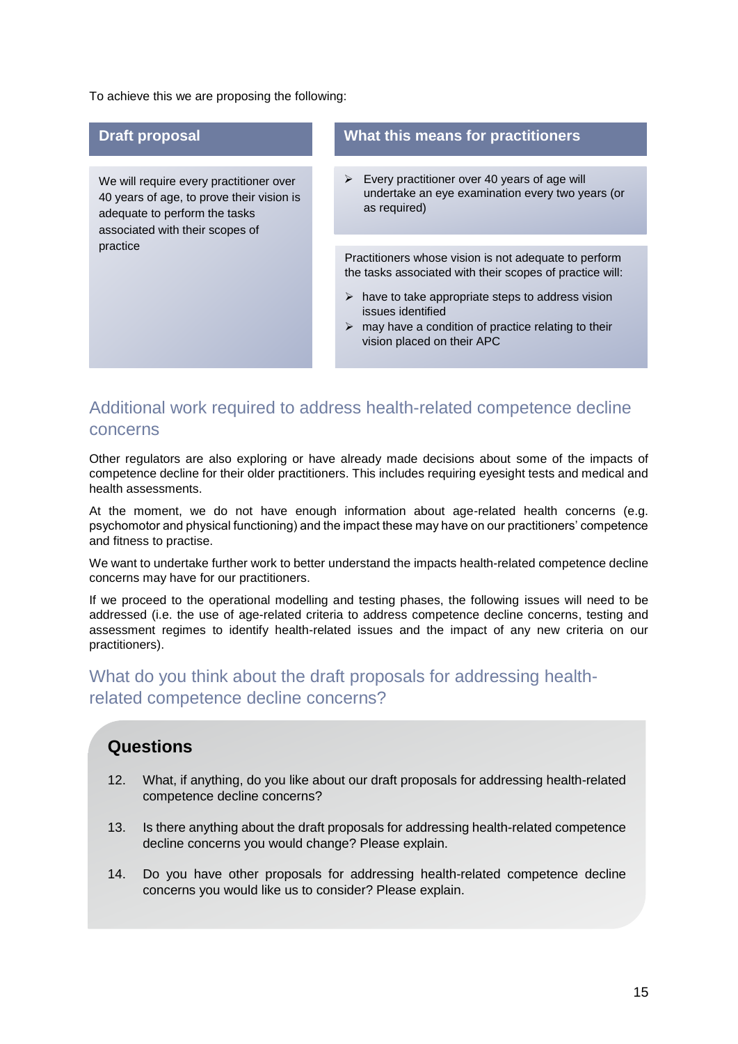To achieve this we are proposing the following:

| Draft proposal | What this means for practitioners |
| --- | --- |
| We will require every practitioner over 40 years of age, to prove their vision is adequate to perform the tasks associated with their scopes of practice | ➢ Every practitioner over 40 years of age will undertake an eye examination every two years (or as required)<br><br>Practitioners whose vision is not adequate to perform the tasks associated with their scopes of practice will:<br>➢ have to take appropriate steps to address vision issues identified<br>➢ may have a condition of practice relating to their vision placed on their APC |

## Additional work required to address health-related competence decline concerns

Other regulators are also exploring or have already made decisions about some of the impacts of competence decline for their older practitioners. This includes requiring eyesight tests and medical and health assessments.

At the moment, we do not have enough information about age-related health concerns (e.g. psychomotor and physical functioning) and the impact these may have on our practitioners' competence and fitness to practise.

We want to undertake further work to better understand the impacts health-related competence decline concerns may have for our practitioners.

If we proceed to the operational modelling and testing phases, the following issues will need to be addressed (i.e. the use of age-related criteria to address competence decline concerns, testing and assessment regimes to identify health-related issues and the impact of any new criteria on our practitioners).

## What do you think about the draft proposals for addressing health-related competence decline concerns?

### Questions

12. What, if anything, do you like about our draft proposals for addressing health-related competence decline concerns?

13. Is there anything about the draft proposals for addressing health-related competence decline concerns you would change? Please explain.

14. Do you have other proposals for addressing health-related competence decline concerns you would like us to consider? Please explain.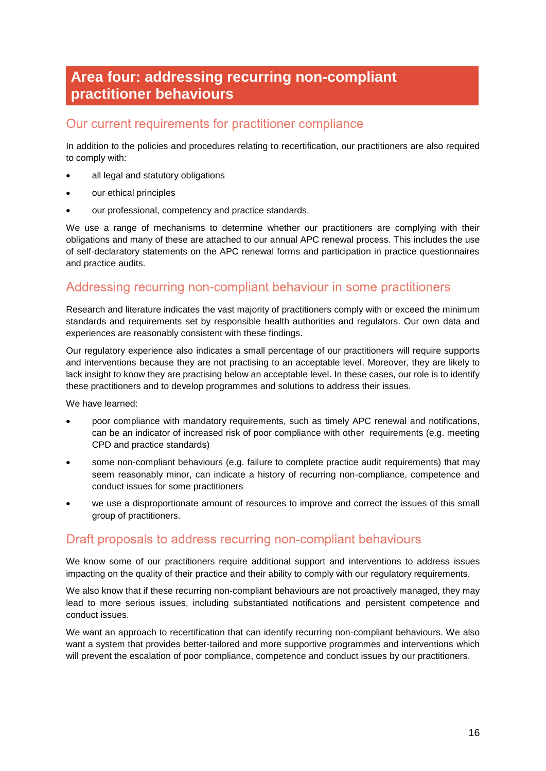# Area four: addressing recurring non-compliant practitioner behaviours

## Our current requirements for practitioner compliance

In addition to the policies and procedures relating to recertification, our practitioners are also required to comply with:

- all legal and statutory obligations
- our ethical principles
- our professional, competency and practice standards.

We use a range of mechanisms to determine whether our practitioners are complying with their obligations and many of these are attached to our annual APC renewal process. This includes the use of self-declaratory statements on the APC renewal forms and participation in practice questionnaires and practice audits.

## Addressing recurring non-compliant behaviour in some practitioners

Research and literature indicates the vast majority of practitioners comply with or exceed the minimum standards and requirements set by responsible health authorities and regulators. Our own data and experiences are reasonably consistent with these findings.

Our regulatory experience also indicates a small percentage of our practitioners will require supports and interventions because they are not practising to an acceptable level. Moreover, they are likely to lack insight to know they are practising below an acceptable level. In these cases, our role is to identify these practitioners and to develop programmes and solutions to address their issues.

We have learned:

- poor compliance with mandatory requirements, such as timely APC renewal and notifications, can be an indicator of increased risk of poor compliance with other requirements (e.g. meeting CPD and practice standards)
- some non-compliant behaviours (e.g. failure to complete practice audit requirements) that may seem reasonably minor, can indicate a history of recurring non-compliance, competence and conduct issues for some practitioners
- we use a disproportionate amount of resources to improve and correct the issues of this small group of practitioners.

## Draft proposals to address recurring non-compliant behaviours

We know some of our practitioners require additional support and interventions to address issues impacting on the quality of their practice and their ability to comply with our regulatory requirements.

We also know that if these recurring non-compliant behaviours are not proactively managed, they may lead to more serious issues, including substantiated notifications and persistent competence and conduct issues.

We want an approach to recertification that can identify recurring non-compliant behaviours. We also want a system that provides better-tailored and more supportive programmes and interventions which will prevent the escalation of poor compliance, competence and conduct issues by our practitioners.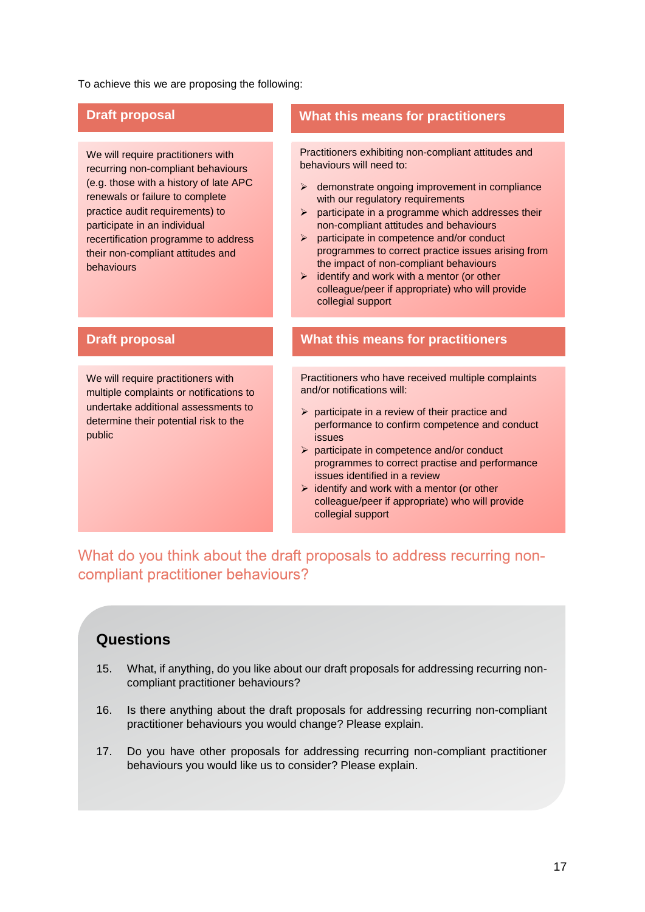To achieve this we are proposing the following:

| Draft proposal | What this means for practitioners |
|---|---|
| We will require practitioners with recurring non-compliant behaviours (e.g. those with a history of late APC renewals or failure to complete practice audit requirements) to participate in an individual recertification programme to address their non-compliant attitudes and behaviours | Practitioners exhibiting non-compliant attitudes and behaviours will need to:<br>➢ demonstrate ongoing improvement in compliance with our regulatory requirements<br>➢ participate in a programme which addresses their non-compliant attitudes and behaviours<br>➢ participate in competence and/or conduct programmes to correct practice issues arising from the impact of non-compliant behaviours<br>➢ identify and work with a mentor (or other colleague/peer if appropriate) who will provide collegial support |

| Draft proposal | What this means for practitioners |
|---|---|
| We will require practitioners with multiple complaints or notifications to undertake additional assessments to determine their potential risk to the public | Practitioners who have received multiple complaints and/or notifications will:<br>➢ participate in a review of their practice and performance to confirm competence and conduct issues<br>➢ participate in competence and/or conduct programmes to correct practise and performance issues identified in a review<br>➢ identify and work with a mentor (or other colleague/peer if appropriate) who will provide collegial support |

## What do you think about the draft proposals to address recurring non-compliant practitioner behaviours?

### Questions

15. What, if anything, do you like about our draft proposals for addressing recurring non-compliant practitioner behaviours?
16. Is there anything about the draft proposals for addressing recurring non-compliant practitioner behaviours you would change? Please explain.
17. Do you have other proposals for addressing recurring non-compliant practitioner behaviours you would like us to consider? Please explain.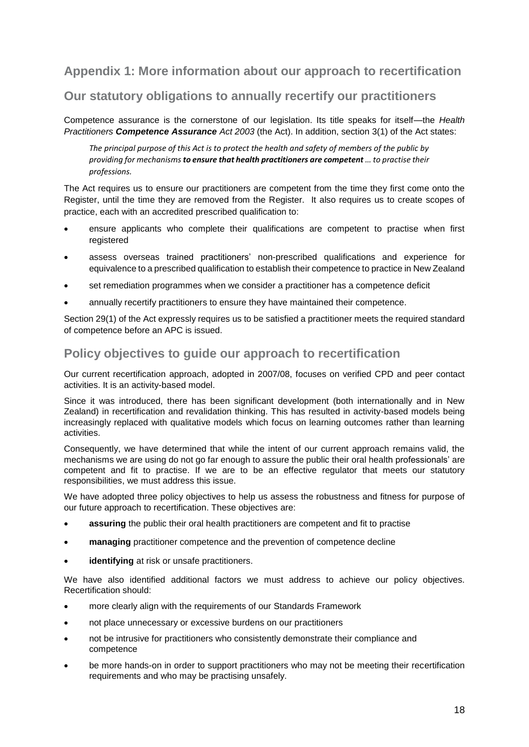## Appendix 1: More information about our approach to recertification

## Our statutory obligations to annually recertify our practitioners

Competence assurance is the cornerstone of our legislation. Its title speaks for itself—the *Health Practitioners **Competence Assurance** Act 2003* (the Act). In addition, section 3(1) of the Act states:

> *The principal purpose of this Act is to protect the health and safety of members of the public by providing for mechanisms **to ensure that health practitioners are competent** … to practise their professions.*

The Act requires us to ensure our practitioners are competent from the time they first come onto the Register, until the time they are removed from the Register. It also requires us to create scopes of practice, each with an accredited prescribed qualification to:

- ensure applicants who complete their qualifications are competent to practise when first registered
- assess overseas trained practitioners' non-prescribed qualifications and experience for equivalence to a prescribed qualification to establish their competence to practice in New Zealand
- set remediation programmes when we consider a practitioner has a competence deficit
- annually recertify practitioners to ensure they have maintained their competence.

Section 29(1) of the Act expressly requires us to be satisfied a practitioner meets the required standard of competence before an APC is issued.

## Policy objectives to guide our approach to recertification

Our current recertification approach, adopted in 2007/08, focuses on verified CPD and peer contact activities. It is an activity-based model.

Since it was introduced, there has been significant development (both internationally and in New Zealand) in recertification and revalidation thinking. This has resulted in activity-based models being increasingly replaced with qualitative models which focus on learning outcomes rather than learning activities.

Consequently, we have determined that while the intent of our current approach remains valid, the mechanisms we are using do not go far enough to assure the public their oral health professionals' are competent and fit to practise. If we are to be an effective regulator that meets our statutory responsibilities, we must address this issue.

We have adopted three policy objectives to help us assess the robustness and fitness for purpose of our future approach to recertification. These objectives are:

- **assuring** the public their oral health practitioners are competent and fit to practise
- **managing** practitioner competence and the prevention of competence decline
- **identifying** at risk or unsafe practitioners.

We have also identified additional factors we must address to achieve our policy objectives. Recertification should:

- more clearly align with the requirements of our Standards Framework
- not place unnecessary or excessive burdens on our practitioners
- not be intrusive for practitioners who consistently demonstrate their compliance and competence
- be more hands-on in order to support practitioners who may not be meeting their recertification requirements and who may be practising unsafely.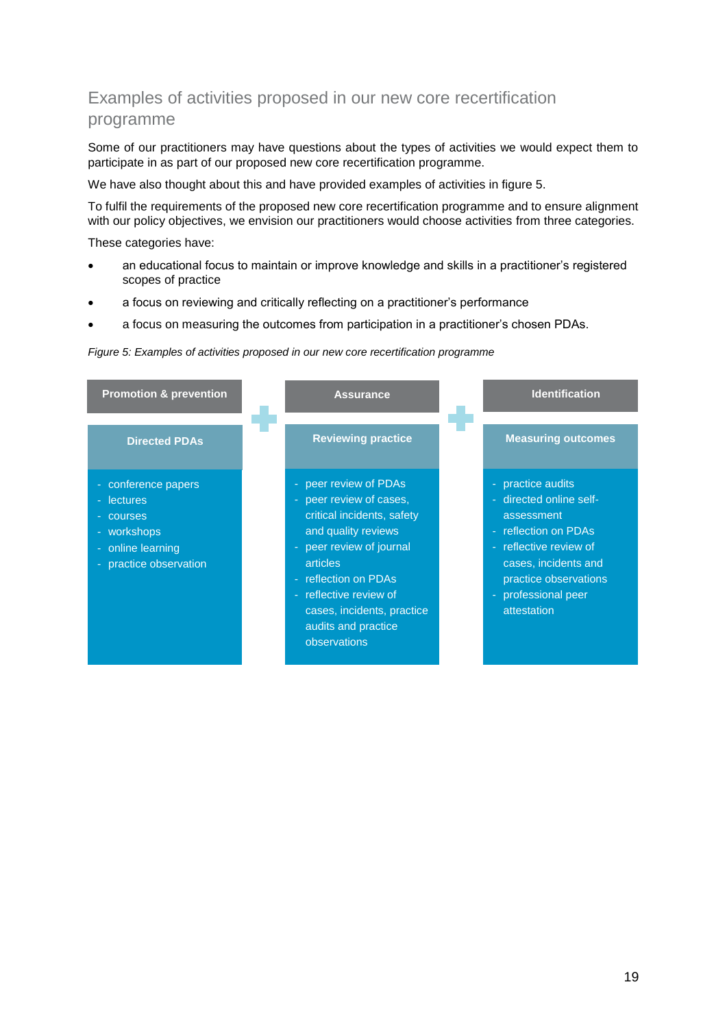## Examples of activities proposed in our new core recertification programme

Some of our practitioners may have questions about the types of activities we would expect them to participate in as part of our proposed new core recertification programme.

We have also thought about this and have provided examples of activities in figure 5.

To fulfil the requirements of the proposed new core recertification programme and to ensure alignment with our policy objectives, we envision our practitioners would choose activities from three categories.

These categories have:

- an educational focus to maintain or improve knowledge and skills in a practitioner's registered scopes of practice
- a focus on reviewing and critically reflecting on a practitioner's performance
- a focus on measuring the outcomes from participation in a practitioner's chosen PDAs.

*Figure 5: Examples of activities proposed in our new core recertification programme*

| Promotion & prevention | Assurance | Identification |
|---|---|---|
| **Directed PDAs** | **Reviewing practice** | **Measuring outcomes** |
| - conference papers<br>- lectures<br>- courses<br>- workshops<br>- online learning<br>- practice observation | - peer review of PDAs<br>- peer review of cases, critical incidents, safety and quality reviews<br>- peer review of journal articles<br>- reflection on PDAs<br>- reflective review of cases, incidents, practice audits and practice observations | - practice audits<br>- directed online self-assessment<br>- reflection on PDAs<br>- reflective review of cases, incidents and practice observations<br>- professional peer attestation |